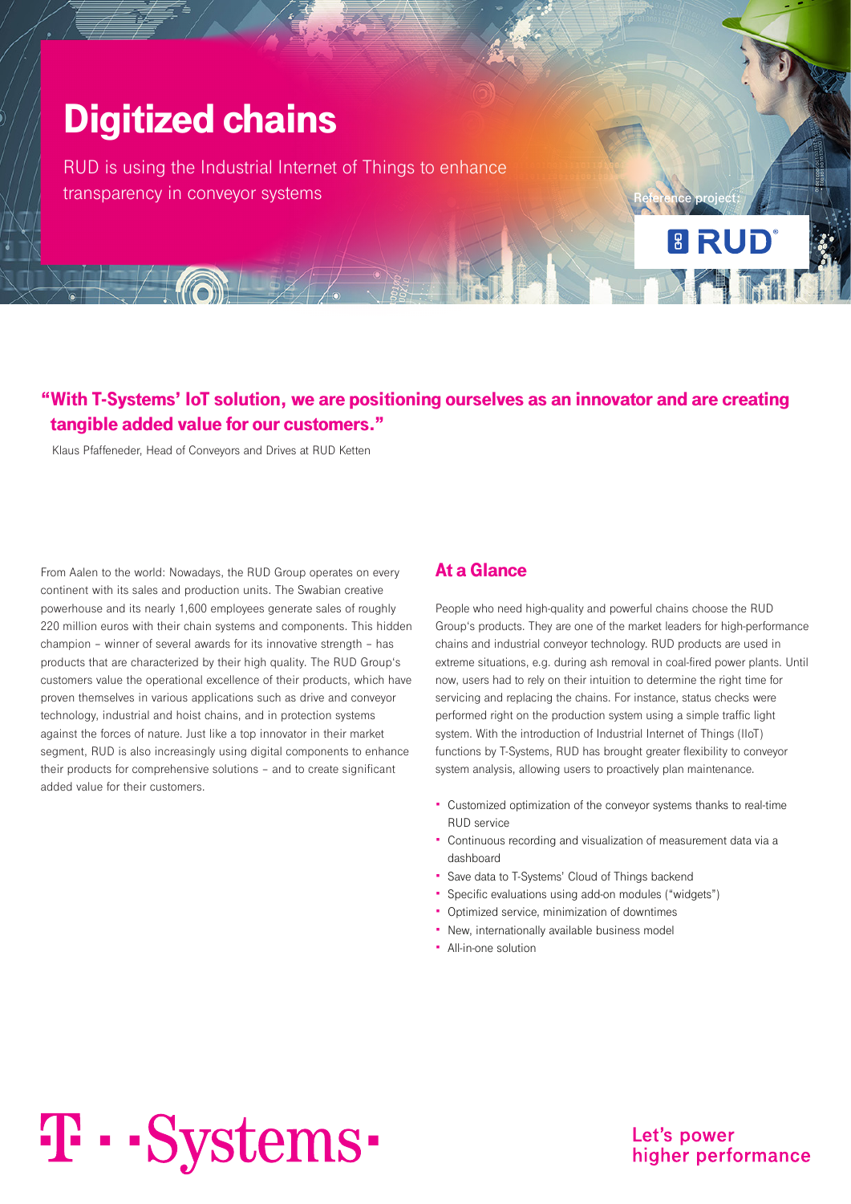# Digitized chains

RUD is using the Industrial Internet of Things to enhance transparency in conveyor systems

Reference project:

RUD

**"With T-Systems' IoT solution, we are positioning ourselves as an innovator and are creating tangible added value for our customers."**

Klaus Pfaffeneder, Head of Conveyors and Drives at RUD Ketten

From Aalen to the world: Nowadays, the RUD Group operates on every continent with its sales and production units. The Swabian creative powerhouse and its nearly 1,600 employees generate sales of roughly 220 million euros with their chain systems and components. This hidden champion – winner of several awards for its innovative strength – has products that are characterized by their high quality. The RUD Group's customers value the operational excellence of their products, which have proven themselves in various applications such as drive and conveyor technology, industrial and hoist chains, and in protection systems against the forces of nature. Just like a top innovator in their market segment, RUD is also increasingly using digital components to enhance their products for comprehensive solutions – and to create significant added value for their customers.

## At a Glance

People who need high-quality and powerful chains choose the RUD Group's products. They are one of the market leaders for high-performance chains and industrial conveyor technology. RUD products are used in extreme situations, e.g. during ash removal in coal-fired power plants. Until now, users had to rely on their intuition to determine the right time for servicing and replacing the chains. For instance, status checks were performed right on the production system using a simple traffic light system. With the introduction of Industrial Internet of Things (IIoT) functions by T-Systems, RUD has brought greater flexibility to conveyor system analysis, allowing users to proactively plan maintenance.

- Customized optimization of the conveyor systems thanks to real-time RUD service
- Continuous recording and visualization of measurement data via a dashboard
- Save data to T-Systems' Cloud of Things backend
- Specific evaluations using add-on modules ("widgets")
- Optimized service, minimization of downtimes
- New, internationally available business model
- All-in-one solution

T-Systems

Let's power higher performance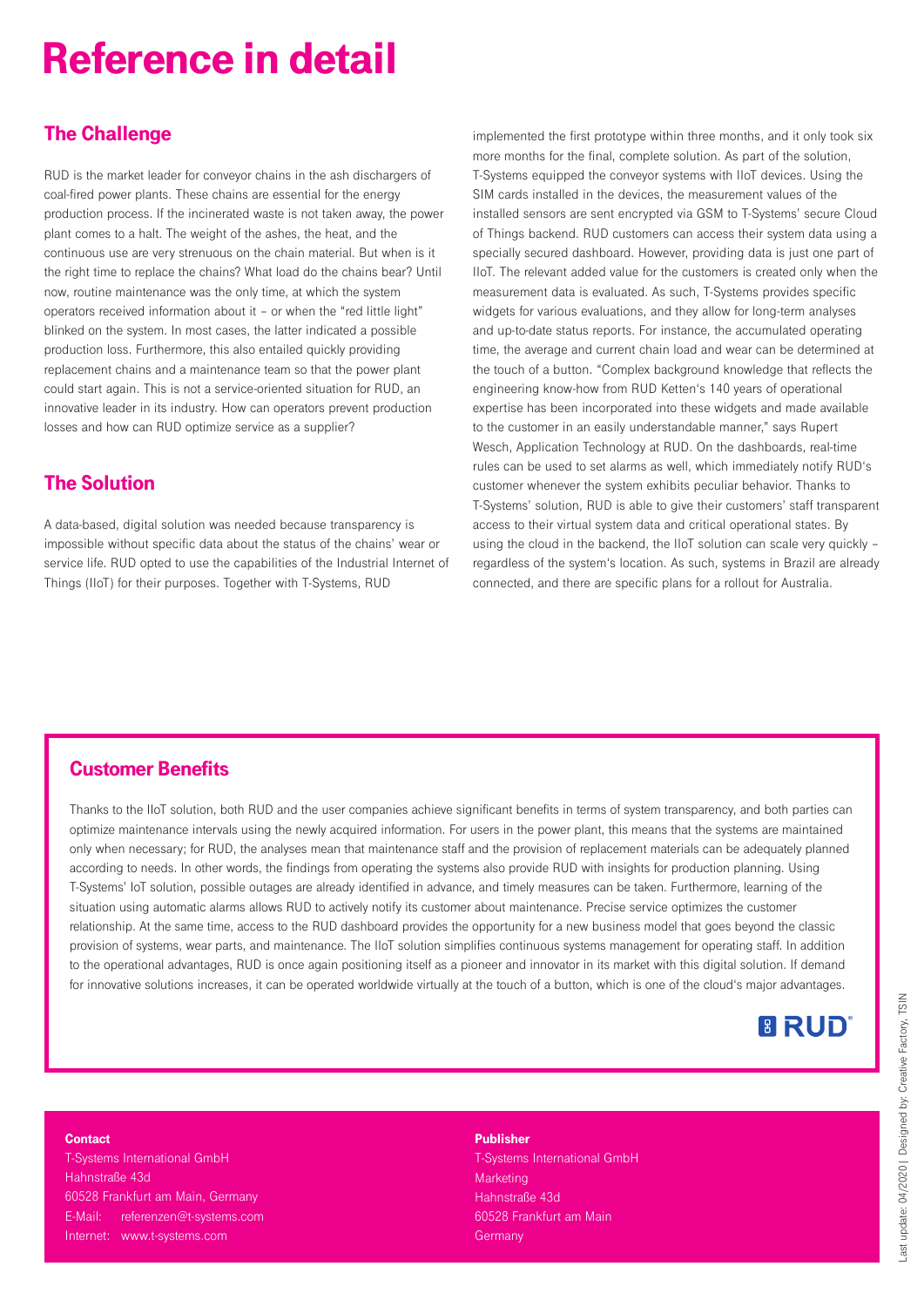# Reference in detail

## The Challenge

RUD is the market leader for conveyor chains in the ash dischargers of coal-fired power plants. These chains are essential for the energy production process. If the incinerated waste is not taken away, the power plant comes to a halt. The weight of the ashes, the heat, and the continuous use are very strenuous on the chain material. But when is it the right time to replace the chains? What load do the chains bear? Until now, routine maintenance was the only time, at which the system operators received information about it – or when the "red little light" blinked on the system. In most cases, the latter indicated a possible production loss. Furthermore, this also entailed quickly providing replacement chains and a maintenance team so that the power plant could start again. This is not a service-oriented situation for RUD, an innovative leader in its industry. How can operators prevent production losses and how can RUD optimize service as a supplier?

## The Solution

A data-based, digital solution was needed because transparency is impossible without specific data about the status of the chains' wear or service life. RUD opted to use the capabilities of the Industrial Internet of Things (IIoT) for their purposes. Together with T-Systems, RUD implemented the first prototype within three months, and it only took six more months for the final, complete solution. As part of the solution, T-Systems equipped the conveyor systems with IIoT devices. Using the SIM cards installed in the devices, the measurement values of the installed sensors are sent encrypted via GSM to T-Systems' secure Cloud of Things backend. RUD customers can access their system data using a specially secured dashboard. However, providing data is just one part of IIoT. The relevant added value for the customers is created only when the measurement data is evaluated. As such, T-Systems provides specific widgets for various evaluations, and they allow for long-term analyses and up-to-date status reports. For instance, the accumulated operating time, the average and current chain load and wear can be determined at the touch of a button. "Complex background knowledge that reflects the engineering know-how from RUD Ketten's 140 years of operational expertise has been incorporated into these widgets and made available to the customer in an easily understandable manner," says Rupert Wesch, Application Technology at RUD. On the dashboards, real-time rules can be used to set alarms as well, which immediately notify RUD's customer whenever the system exhibits peculiar behavior. Thanks to T-Systems' solution, RUD is able to give their customers' staff transparent access to their virtual system data and critical operational states. By using the cloud in the backend, the IIoT solution can scale very quickly – regardless of the system's location. As such, systems in Brazil are already connected, and there are specific plans for a rollout for Australia.

## Customer Benefits

Thanks to the IIoT solution, both RUD and the user companies achieve significant benefits in terms of system transparency, and both parties can optimize maintenance intervals using the newly acquired information. For users in the power plant, this means that the systems are maintained only when necessary; for RUD, the analyses mean that maintenance staff and the provision of replacement materials can be adequately planned according to needs. In other words, the findings from operating the systems also provide RUD with insights for production planning. Using T-Systems' IoT solution, possible outages are already identified in advance, and timely measures can be taken. Furthermore, learning of the situation using automatic alarms allows RUD to actively notify its customer about maintenance. Precise service optimizes the customer relationship. At the same time, access to the RUD dashboard provides the opportunity for a new business model that goes beyond the classic provision of systems, wear parts, and maintenance. The IIoT solution simplifies continuous systems management for operating staff. In addition to the operational advantages, RUD is once again positioning itself as a pioneer and innovator in its market with this digital solution. If demand for innovative solutions increases, it can be operated worldwide virtually at the touch of a button, which is one of the cloud's major advantages.

RUD®

**Contact**
T-Systems International GmbH
Hahnstraße 43d
60528 Frankfurt am Main, Germany
E-Mail: referenzen@t-systems.com
Internet: www.t-systems.com

**Publisher**
T-Systems International GmbH
Marketing
Hahnstraße 43d
60528 Frankfurt am Main
Germany

Last update: 04/2020 | Designed by: Creative Factory, TSIN